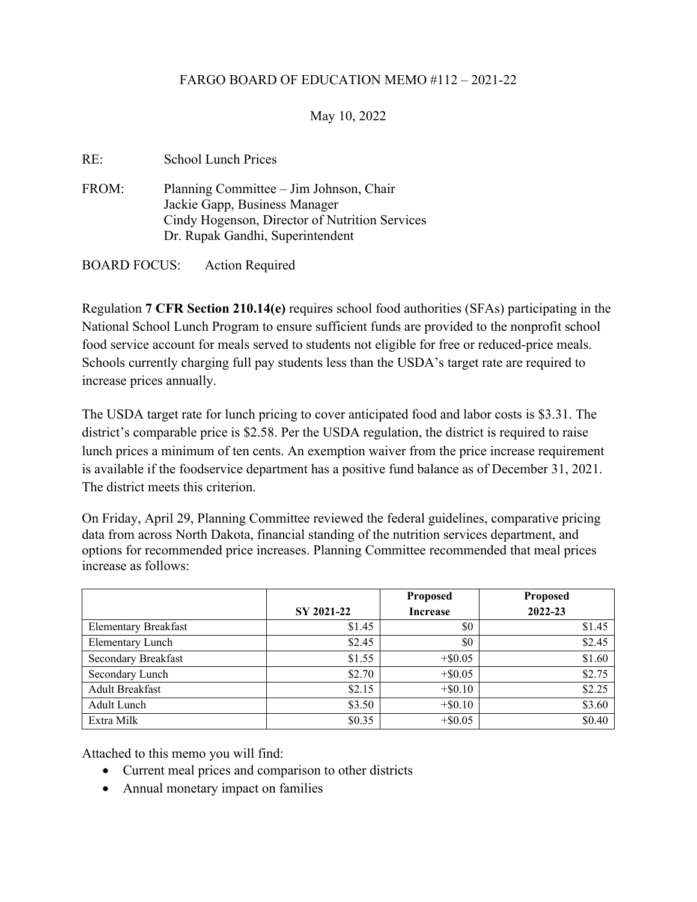FARGO BOARD OF EDUCATION MEMO #112 – 2021-22

May 10, 2022

RE: School Lunch Prices

FROM: Planning Committee – Jim Johnson, Chair
Jackie Gapp, Business Manager
Cindy Hogenson, Director of Nutrition Services
Dr. Rupak Gandhi, Superintendent

BOARD FOCUS: Action Required

Regulation **7 CFR Section 210.14(e)** requires school food authorities (SFAs) participating in the National School Lunch Program to ensure sufficient funds are provided to the nonprofit school food service account for meals served to students not eligible for free or reduced-price meals. Schools currently charging full pay students less than the USDA's target rate are required to increase prices annually.

The USDA target rate for lunch pricing to cover anticipated food and labor costs is $3.31. The district's comparable price is $2.58. Per the USDA regulation, the district is required to raise lunch prices a minimum of ten cents. An exemption waiver from the price increase requirement is available if the foodservice department has a positive fund balance as of December 31, 2021. The district meets this criterion.

On Friday, April 29, Planning Committee reviewed the federal guidelines, comparative pricing data from across North Dakota, financial standing of the nutrition services department, and options for recommended price increases. Planning Committee recommended that meal prices increase as follows:

| | SY 2021-22 | Proposed Increase | Proposed 2022-23 |
|---|---:|---:|---:|
| Elementary Breakfast | $1.45 | $0 | $1.45 |
| Elementary Lunch | $2.45 | $0 | $2.45 |
| Secondary Breakfast | $1.55 | +$0.05 | $1.60 |
| Secondary Lunch | $2.70 | +$0.05 | $2.75 |
| Adult Breakfast | $2.15 | +$0.10 | $2.25 |
| Adult Lunch | $3.50 | +$0.10 | $3.60 |
| Extra Milk | $0.35 | +$0.05 | $0.40 |

Attached to this memo you will find:

- Current meal prices and comparison to other districts
- Annual monetary impact on families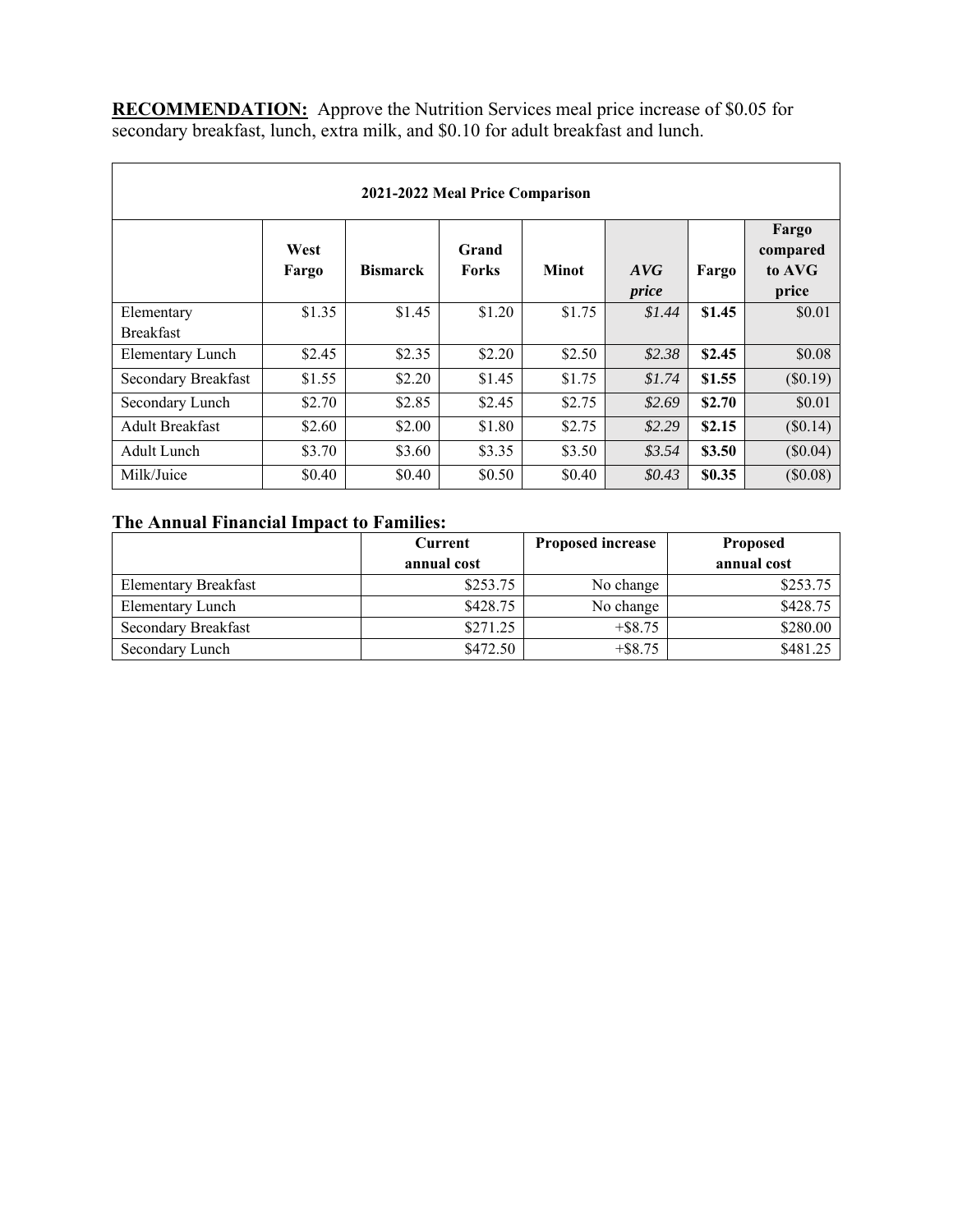**RECOMMENDATION:** Approve the Nutrition Services meal price increase of $0.05 for secondary breakfast, lunch, extra milk, and $0.10 for adult breakfast and lunch.

| 2021-2022 Meal Price Comparison | | | | | | | |
|---|---|---|---|---|---|---|---|
| | **West Fargo** | **Bismarck** | **Grand Forks** | **Minot** | ***AVG price*** | **Fargo** | **Fargo compared to AVG price** |
| Elementary Breakfast | $1.35 | $1.45 | $1.20 | $1.75 | *$1.44* | **$1.45** | $0.01 |
| Elementary Lunch | $2.45 | $2.35 | $2.20 | $2.50 | *$2.38* | **$2.45** | $0.08 |
| Secondary Breakfast | $1.55 | $2.20 | $1.45 | $1.75 | *$1.74* | **$1.55** | ($0.19) |
| Secondary Lunch | $2.70 | $2.85 | $2.45 | $2.75 | *$2.69* | **$2.70** | $0.01 |
| Adult Breakfast | $2.60 | $2.00 | $1.80 | $2.75 | *$2.29* | **$2.15** | ($0.14) |
| Adult Lunch | $3.70 | $3.60 | $3.35 | $3.50 | *$3.54* | **$3.50** | ($0.04) |
| Milk/Juice | $0.40 | $0.40 | $0.50 | $0.40 | *$0.43* | **$0.35** | ($0.08) |

## The Annual Financial Impact to Families:

| | **Current annual cost** | **Proposed increase** | **Proposed annual cost** |
|---|---|---|---|
| Elementary Breakfast | $253.75 | No change | $253.75 |
| Elementary Lunch | $428.75 | No change | $428.75 |
| Secondary Breakfast | $271.25 | +$8.75 | $280.00 |
| Secondary Lunch | $472.50 | +$8.75 | $481.25 |